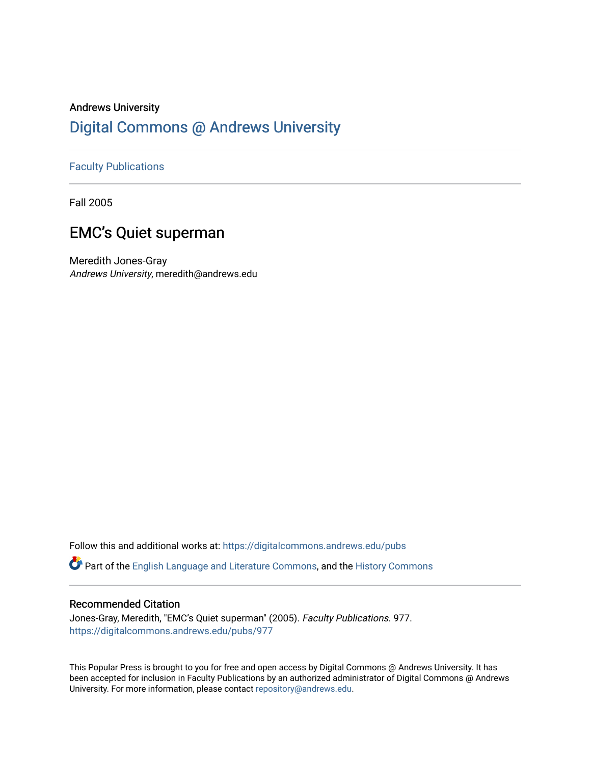Andrews University

# Digital Commons @ Andrews University

Faculty Publications

Fall 2005

## EMC's Quiet superman

Meredith Jones-Gray
*Andrews University*, meredith@andrews.edu

Follow this and additional works at: https://digitalcommons.andrews.edu/pubs

Part of the English Language and Literature Commons, and the History Commons

### Recommended Citation

Jones-Gray, Meredith, "EMC's Quiet superman" (2005). *Faculty Publications*. 977.
https://digitalcommons.andrews.edu/pubs/977

This Popular Press is brought to you for free and open access by Digital Commons @ Andrews University. It has been accepted for inclusion in Faculty Publications by an authorized administrator of Digital Commons @ Andrews University. For more information, please contact repository@andrews.edu.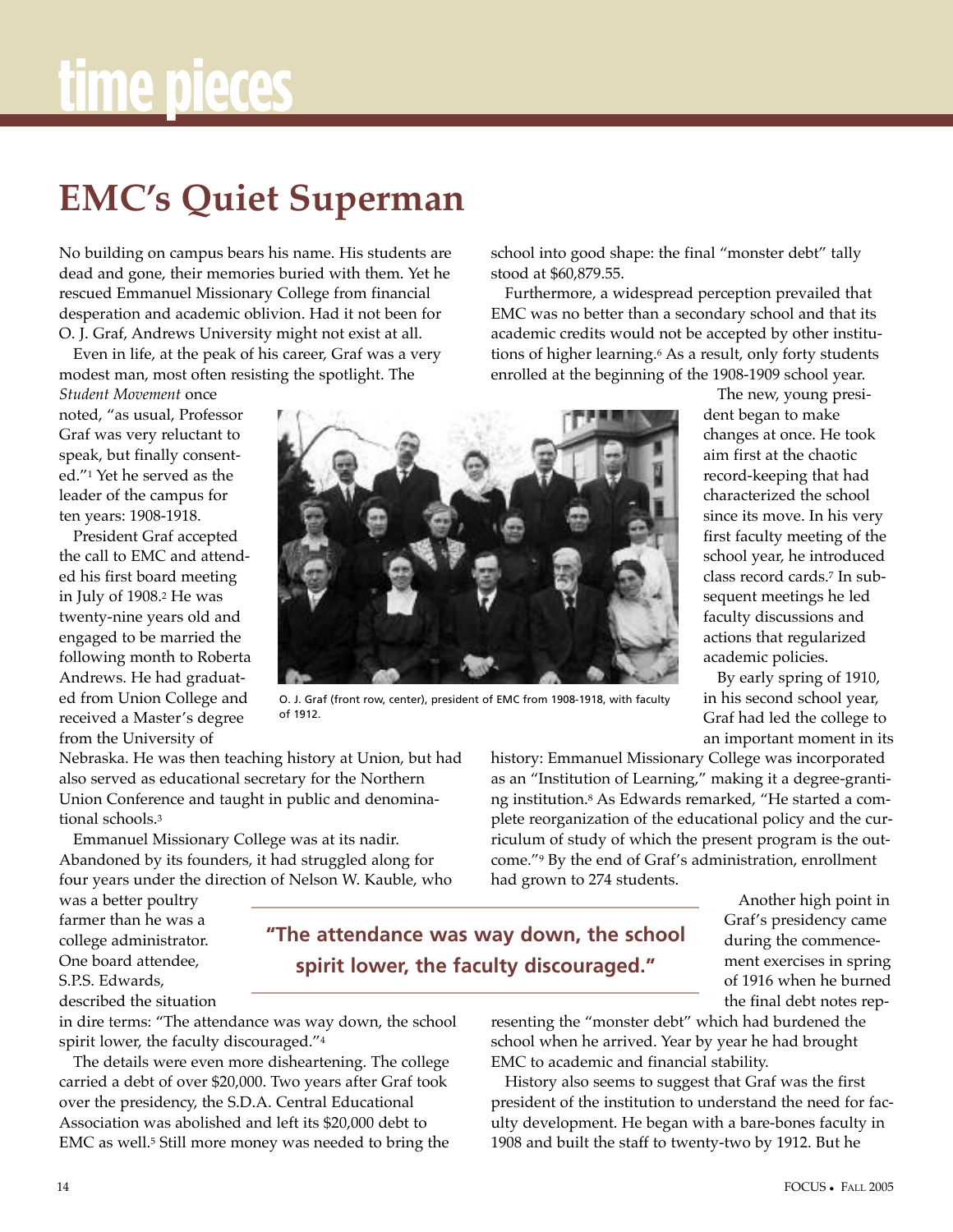# time pieces

## EMC's Quiet Superman

No building on campus bears his name. His students are dead and gone, their memories buried with them. Yet he rescued Emmanuel Missionary College from financial desperation and academic oblivion. Had it not been for O. J. Graf, Andrews University might not exist at all.

Even in life, at the peak of his career, Graf was a very modest man, most often resisting the spotlight. The *Student Movement* once noted, "as usual, Professor Graf was very reluctant to speak, but finally consented."[1] Yet he served as the leader of the campus for ten years: 1908-1918.

President Graf accepted the call to EMC and attended his first board meeting in July of 1908.[2] He was twenty-nine years old and engaged to be married the following month to Roberta Andrews. He had graduated from Union College and received a Master's degree from the University of Nebraska. He was then teaching history at Union, but had also served as educational secretary for the Northern Union Conference and taught in public and denominational schools.[3]

O. J. Graf (front row, center), president of EMC from 1908-1918, with faculty of 1912.

Emmanuel Missionary College was at its nadir. Abandoned by its founders, it had struggled along for four years under the direction of Nelson W. Kauble, who was a better poultry farmer than he was a college administrator. One board attendee, S.P.S. Edwards, described the situation in dire terms: "The attendance was way down, the school spirit lower, the faculty discouraged."[4]

> **"The attendance was way down, the school spirit lower, the faculty discouraged."**

The details were even more disheartening. The college carried a debt of over $20,000. Two years after Graf took over the presidency, the S.D.A. Central Educational Association was abolished and left its $20,000 debt to EMC as well.[5] Still more money was needed to bring the school into good shape: the final "monster debt" tally stood at $60,879.55.

Furthermore, a widespread perception prevailed that EMC was no better than a secondary school and that its academic credits would not be accepted by other institutions of higher learning.[6] As a result, only forty students enrolled at the beginning of the 1908-1909 school year.

The new, young president began to make changes at once. He took aim first at the chaotic record-keeping that had characterized the school since its move. In his very first faculty meeting of the school year, he introduced class record cards.[7] In subsequent meetings he led faculty discussions and actions that regularized academic policies.

By early spring of 1910, in his second school year, Graf had led the college to an important moment in its history: Emmanuel Missionary College was incorporated as an "Institution of Learning," making it a degree-granting institution.[8] As Edwards remarked, "He started a complete reorganization of the educational policy and the curriculum of study of which the present program is the outcome."[9] By the end of Graf's administration, enrollment had grown to 274 students.

Another high point in Graf's presidency came during the commencement exercises in spring of 1916 when he burned the final debt notes representing the "monster debt" which had burdened the school when he arrived. Year by year he had brought EMC to academic and financial stability.

History also seems to suggest that Graf was the first president of the institution to understand the need for faculty development. He began with a bare-bones faculty in 1908 and built the staff to twenty-two by 1912. But he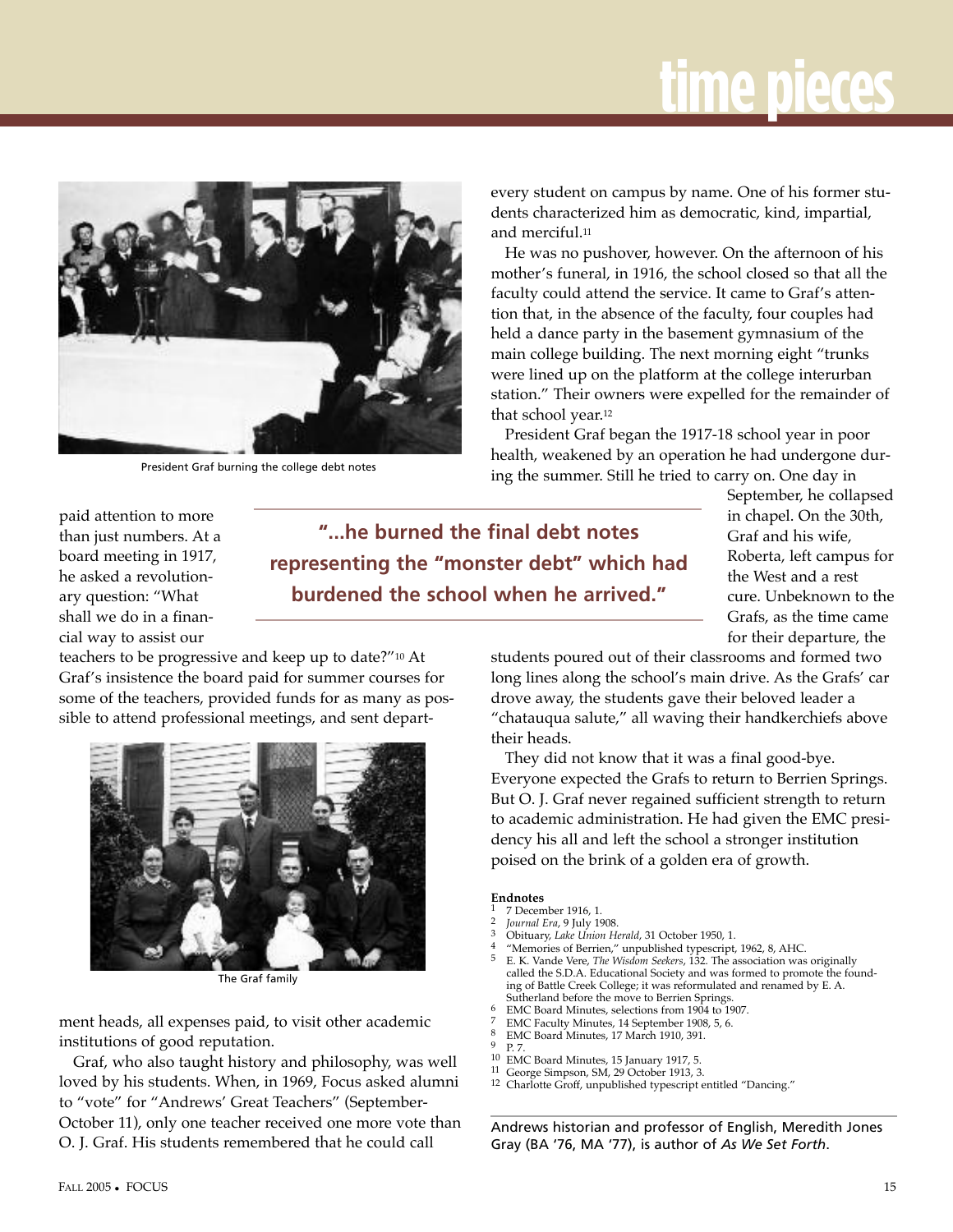President Graf burning the college debt notes

paid attention to more than just numbers. At a board meeting in 1917, he asked a revolutionary question: "What shall we do in a financial way to assist our teachers to be progressive and keep up to date?"[10] At Graf's insistence the board paid for summer courses for some of the teachers, provided funds for as many as possible to attend professional meetings, and sent department heads, all expenses paid, to visit other academic institutions of good reputation.

**"...he burned the final debt notes representing the "monster debt" which had burdened the school when he arrived."**

The Graf family

Graf, who also taught history and philosophy, was well loved by his students. When, in 1969, Focus asked alumni to "vote" for "Andrews' Great Teachers" (September-October 11), only one teacher received one more vote than O. J. Graf. His students remembered that he could call every student on campus by name. One of his former students characterized him as democratic, kind, impartial, and merciful.[11]

He was no pushover, however. On the afternoon of his mother's funeral, in 1916, the school closed so that all the faculty could attend the service. It came to Graf's attention that, in the absence of the faculty, four couples had held a dance party in the basement gymnasium of the main college building. The next morning eight "trunks were lined up on the platform at the college interurban station." Their owners were expelled for the remainder of that school year.[12]

President Graf began the 1917-18 school year in poor health, weakened by an operation he had undergone during the summer. Still he tried to carry on. One day in September, he collapsed in chapel. On the 30th, Graf and his wife, Roberta, left campus for the West and a rest cure. Unbeknown to the Grafs, as the time came for their departure, the students poured out of their classrooms and formed two long lines along the school's main drive. As the Grafs' car drove away, the students gave their beloved leader a "chatauqua salute," all waving their handkerchiefs above their heads.

They did not know that it was a final good-bye. Everyone expected the Grafs to return to Berrien Springs. But O. J. Graf never regained sufficient strength to return to academic administration. He had given the EMC presidency his all and left the school a stronger institution poised on the brink of a golden era of growth.

**Endnotes**

1. 7 December 1916, 1.
2. *Journal Era*, 9 July 1908.
3. Obituary, *Lake Union Herald*, 31 October 1950, 1.
4. "Memories of Berrien," unpublished typescript, 1962, 8, AHC.
5. E. K. Vande Vere, *The Wisdom Seekers*, 132. The association was originally called the S.D.A. Educational Society and was formed to promote the founding of Battle Creek College; it was reformulated and renamed by E. A. Sutherland before the move to Berrien Springs.
6. EMC Board Minutes, selections from 1904 to 1907.
7. EMC Faculty Minutes, 14 September 1908, 5, 6.
8. EMC Board Minutes, 17 March 1910, 391.
9. P. 7.
10. EMC Board Minutes, 15 January 1917, 5.
11. George Simpson, SM, 29 October 1913, 3.
12. Charlotte Groff, unpublished typescript entitled "Dancing."

Andrews historian and professor of English, Meredith Jones Gray (BA '76, MA '77), is author of *As We Set Forth*.